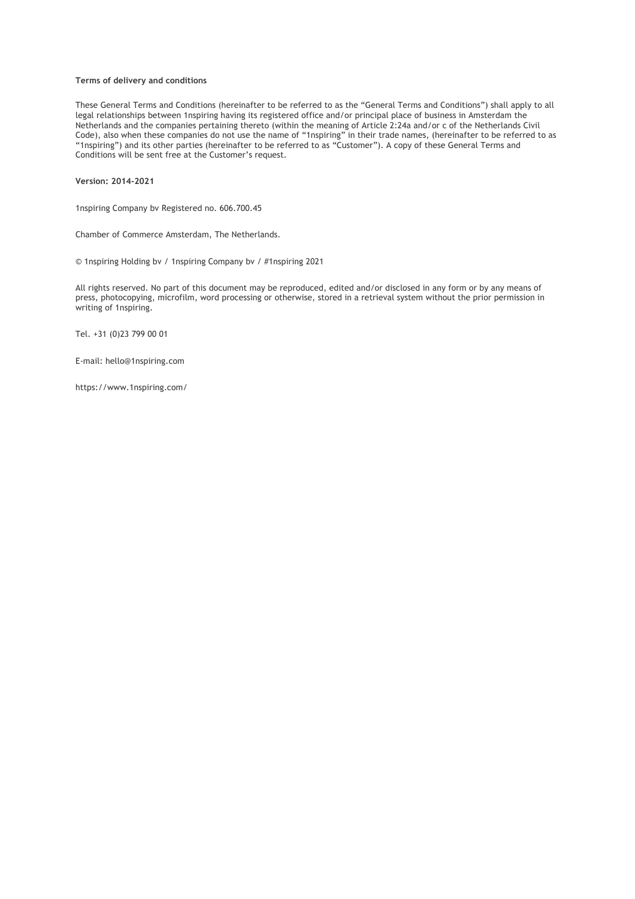**Terms of delivery and conditions**

These General Terms and Conditions (hereinafter to be referred to as the "General Terms and Conditions") shall apply to all legal relationships between 1nspiring having its registered office and/or principal place of business in Amsterdam the Netherlands and the companies pertaining thereto (within the meaning of Article 2:24a and/or c of the Netherlands Civil Code), also when these companies do not use the name of "1nspiring" in their trade names, (hereinafter to be referred to as "1nspiring") and its other parties (hereinafter to be referred to as "Customer"). A copy of these General Terms and Conditions will be sent free at the Customer's request.

**Version: 2014-2021**

1nspiring Company bv Registered no. 606.700.45

Chamber of Commerce Amsterdam, The Netherlands.

© 1nspiring Holding bv / 1nspiring Company bv / #1nspiring 2021

All rights reserved. No part of this document may be reproduced, edited and/or disclosed in any form or by any means of press, photocopying, microfilm, word processing or otherwise, stored in a retrieval system without the prior permission in writing of 1nspiring.

Tel. +31 (0)23 799 00 01

E-mail: hello@1nspiring.com

https://www.1nspiring.com/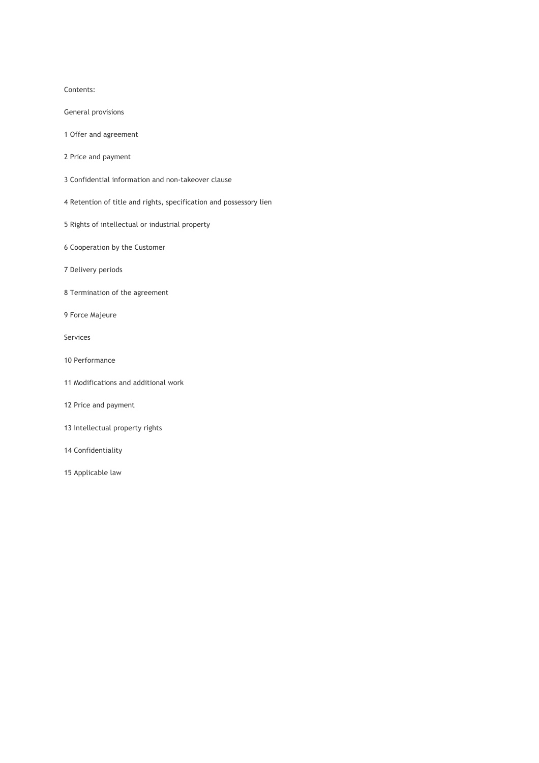Contents:

General provisions

1 Offer and agreement

2 Price and payment

3 Confidential information and non-takeover clause

4 Retention of title and rights, specification and possessory lien

5 Rights of intellectual or industrial property

6 Cooperation by the Customer

7 Delivery periods

8 Termination of the agreement

9 Force Majeure

Services

10 Performance

11 Modifications and additional work

12 Price and payment

13 Intellectual property rights

14 Confidentiality

15 Applicable law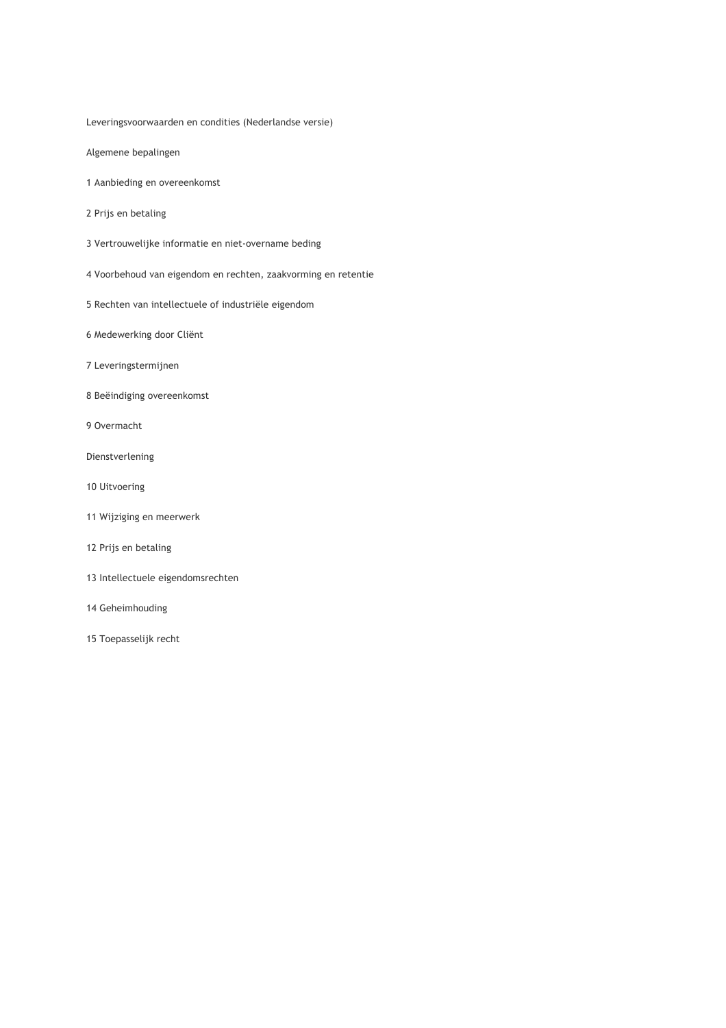Leveringsvoorwaarden en condities (Nederlandse versie)

Algemene bepalingen

1 Aanbieding en overeenkomst

2 Prijs en betaling

3 Vertrouwelijke informatie en niet-overname beding

4 Voorbehoud van eigendom en rechten, zaakvorming en retentie

5 Rechten van intellectuele of industriële eigendom

6 Medewerking door Cliënt

7 Leveringstermijnen

8 Beëindiging overeenkomst

9 Overmacht

Dienstverlening

10 Uitvoering

11 Wijziging en meerwerk

12 Prijs en betaling

13 Intellectuele eigendomsrechten

14 Geheimhouding

15 Toepasselijk recht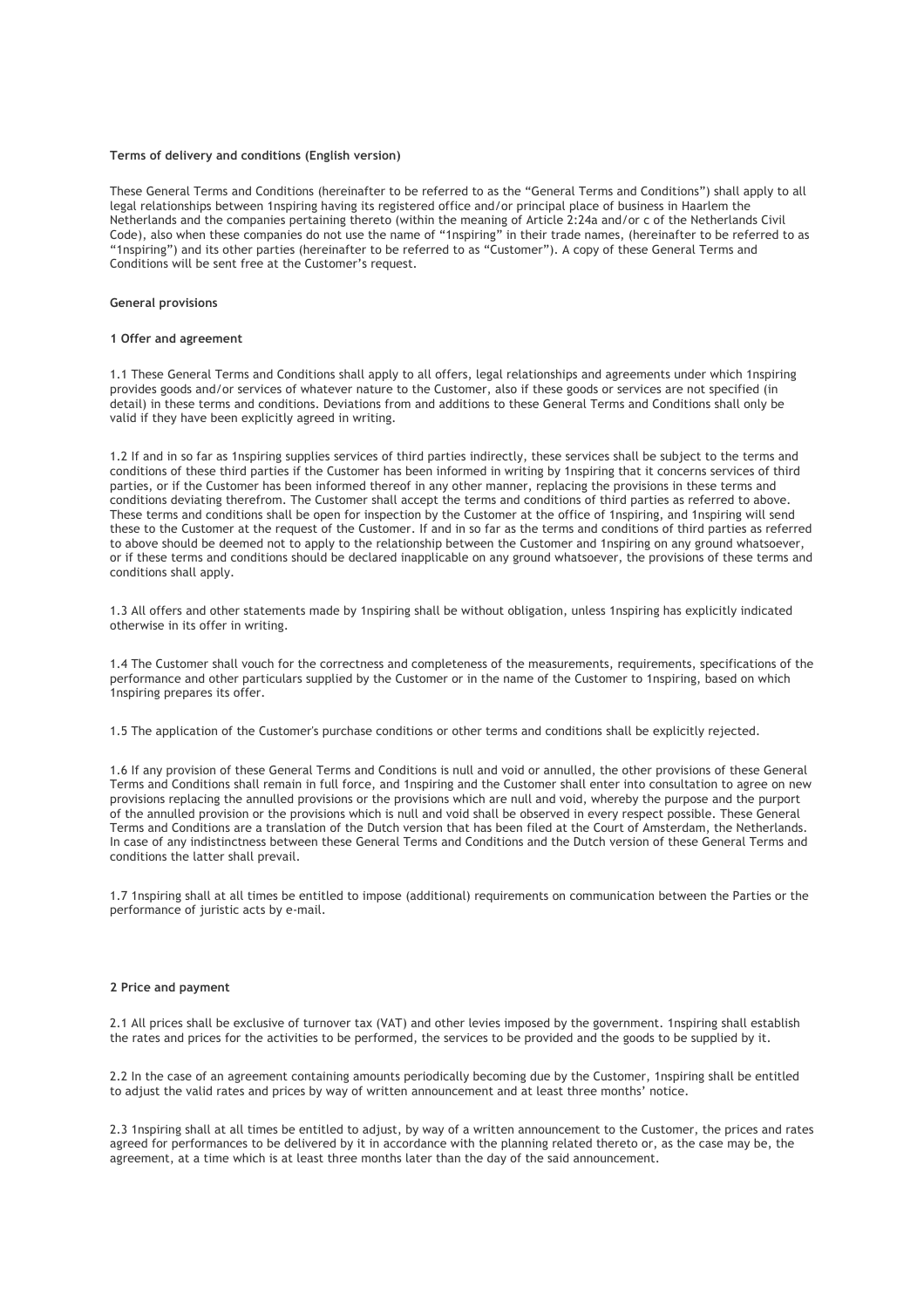**Terms of delivery and conditions (English version)**

These General Terms and Conditions (hereinafter to be referred to as the "General Terms and Conditions") shall apply to all legal relationships between 1nspiring having its registered office and/or principal place of business in Haarlem the Netherlands and the companies pertaining thereto (within the meaning of Article 2:24a and/or c of the Netherlands Civil Code), also when these companies do not use the name of "1nspiring" in their trade names, (hereinafter to be referred to as "1nspiring") and its other parties (hereinafter to be referred to as "Customer"). A copy of these General Terms and Conditions will be sent free at the Customer's request.

**General provisions**

**1 Offer and agreement**

1.1 These General Terms and Conditions shall apply to all offers, legal relationships and agreements under which 1nspiring provides goods and/or services of whatever nature to the Customer, also if these goods or services are not specified (in detail) in these terms and conditions. Deviations from and additions to these General Terms and Conditions shall only be valid if they have been explicitly agreed in writing.

1.2 If and in so far as 1nspiring supplies services of third parties indirectly, these services shall be subject to the terms and conditions of these third parties if the Customer has been informed in writing by 1nspiring that it concerns services of third parties, or if the Customer has been informed thereof in any other manner, replacing the provisions in these terms and conditions deviating therefrom. The Customer shall accept the terms and conditions of third parties as referred to above. These terms and conditions shall be open for inspection by the Customer at the office of 1nspiring, and 1nspiring will send these to the Customer at the request of the Customer. If and in so far as the terms and conditions of third parties as referred to above should be deemed not to apply to the relationship between the Customer and 1nspiring on any ground whatsoever, or if these terms and conditions should be declared inapplicable on any ground whatsoever, the provisions of these terms and conditions shall apply.

1.3 All offers and other statements made by 1nspiring shall be without obligation, unless 1nspiring has explicitly indicated otherwise in its offer in writing.

1.4 The Customer shall vouch for the correctness and completeness of the measurements, requirements, specifications of the performance and other particulars supplied by the Customer or in the name of the Customer to 1nspiring, based on which 1nspiring prepares its offer.

1.5 The application of the Customer's purchase conditions or other terms and conditions shall be explicitly rejected.

1.6 If any provision of these General Terms and Conditions is null and void or annulled, the other provisions of these General Terms and Conditions shall remain in full force, and 1nspiring and the Customer shall enter into consultation to agree on new provisions replacing the annulled provisions or the provisions which are null and void, whereby the purpose and the purport of the annulled provision or the provisions which is null and void shall be observed in every respect possible. These General Terms and Conditions are a translation of the Dutch version that has been filed at the Court of Amsterdam, the Netherlands. In case of any indistinctness between these General Terms and Conditions and the Dutch version of these General Terms and conditions the latter shall prevail.

1.7 1nspiring shall at all times be entitled to impose (additional) requirements on communication between the Parties or the performance of juristic acts by e-mail.

**2 Price and payment**

2.1 All prices shall be exclusive of turnover tax (VAT) and other levies imposed by the government. 1nspiring shall establish the rates and prices for the activities to be performed, the services to be provided and the goods to be supplied by it.

2.2 In the case of an agreement containing amounts periodically becoming due by the Customer, 1nspiring shall be entitled to adjust the valid rates and prices by way of written announcement and at least three months' notice.

2.3 1nspiring shall at all times be entitled to adjust, by way of a written announcement to the Customer, the prices and rates agreed for performances to be delivered by it in accordance with the planning related thereto or, as the case may be, the agreement, at a time which is at least three months later than the day of the said announcement.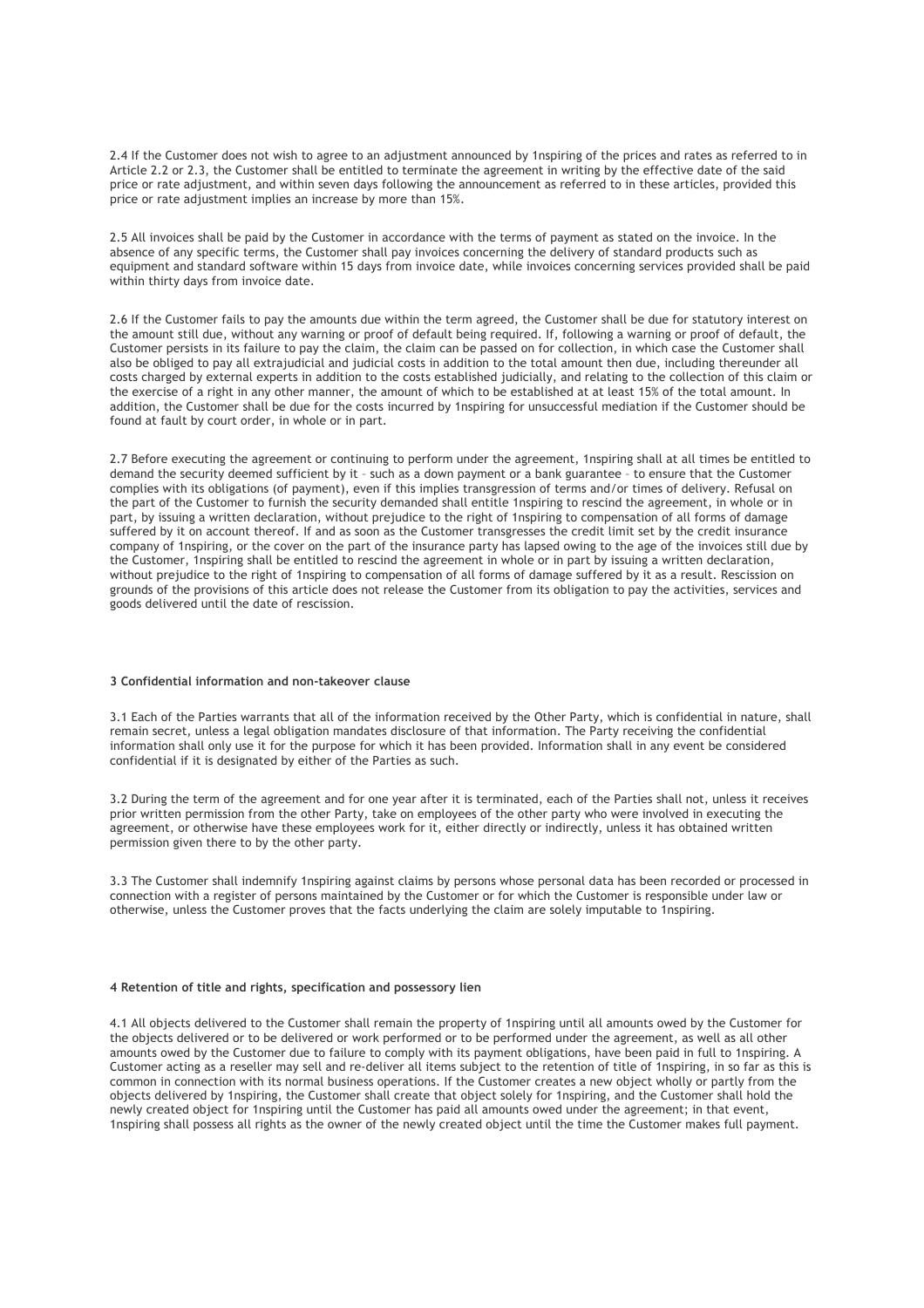2.4 If the Customer does not wish to agree to an adjustment announced by 1nspiring of the prices and rates as referred to in Article 2.2 or 2.3, the Customer shall be entitled to terminate the agreement in writing by the effective date of the said price or rate adjustment, and within seven days following the announcement as referred to in these articles, provided this price or rate adjustment implies an increase by more than 15%.

2.5 All invoices shall be paid by the Customer in accordance with the terms of payment as stated on the invoice. In the absence of any specific terms, the Customer shall pay invoices concerning the delivery of standard products such as equipment and standard software within 15 days from invoice date, while invoices concerning services provided shall be paid within thirty days from invoice date.

2.6 If the Customer fails to pay the amounts due within the term agreed, the Customer shall be due for statutory interest on the amount still due, without any warning or proof of default being required. If, following a warning or proof of default, the Customer persists in its failure to pay the claim, the claim can be passed on for collection, in which case the Customer shall also be obliged to pay all extrajudicial and judicial costs in addition to the total amount then due, including thereunder all costs charged by external experts in addition to the costs established judicially, and relating to the collection of this claim or the exercise of a right in any other manner, the amount of which to be established at at least 15% of the total amount. In addition, the Customer shall be due for the costs incurred by 1nspiring for unsuccessful mediation if the Customer should be found at fault by court order, in whole or in part.

2.7 Before executing the agreement or continuing to perform under the agreement, 1nspiring shall at all times be entitled to demand the security deemed sufficient by it – such as a down payment or a bank guarantee – to ensure that the Customer complies with its obligations (of payment), even if this implies transgression of terms and/or times of delivery. Refusal on the part of the Customer to furnish the security demanded shall entitle 1nspiring to rescind the agreement, in whole or in part, by issuing a written declaration, without prejudice to the right of 1nspiring to compensation of all forms of damage suffered by it on account thereof. If and as soon as the Customer transgresses the credit limit set by the credit insurance company of 1nspiring, or the cover on the part of the insurance party has lapsed owing to the age of the invoices still due by the Customer, 1nspiring shall be entitled to rescind the agreement in whole or in part by issuing a written declaration, without prejudice to the right of 1nspiring to compensation of all forms of damage suffered by it as a result. Rescission on grounds of the provisions of this article does not release the Customer from its obligation to pay the activities, services and goods delivered until the date of rescission.

### 3 Confidential information and non-takeover clause

3.1 Each of the Parties warrants that all of the information received by the Other Party, which is confidential in nature, shall remain secret, unless a legal obligation mandates disclosure of that information. The Party receiving the confidential information shall only use it for the purpose for which it has been provided. Information shall in any event be considered confidential if it is designated by either of the Parties as such.

3.2 During the term of the agreement and for one year after it is terminated, each of the Parties shall not, unless it receives prior written permission from the other Party, take on employees of the other party who were involved in executing the agreement, or otherwise have these employees work for it, either directly or indirectly, unless it has obtained written permission given there to by the other party.

3.3 The Customer shall indemnify 1nspiring against claims by persons whose personal data has been recorded or processed in connection with a register of persons maintained by the Customer or for which the Customer is responsible under law or otherwise, unless the Customer proves that the facts underlying the claim are solely imputable to 1nspiring.

### 4 Retention of title and rights, specification and possessory lien

4.1 All objects delivered to the Customer shall remain the property of 1nspiring until all amounts owed by the Customer for the objects delivered or to be delivered or work performed or to be performed under the agreement, as well as all other amounts owed by the Customer due to failure to comply with its payment obligations, have been paid in full to 1nspiring. A Customer acting as a reseller may sell and re-deliver all items subject to the retention of title of 1nspiring, in so far as this is common in connection with its normal business operations. If the Customer creates a new object wholly or partly from the objects delivered by 1nspiring, the Customer shall create that object solely for 1nspiring, and the Customer shall hold the newly created object for 1nspiring until the Customer has paid all amounts owed under the agreement; in that event, 1nspiring shall possess all rights as the owner of the newly created object until the time the Customer makes full payment.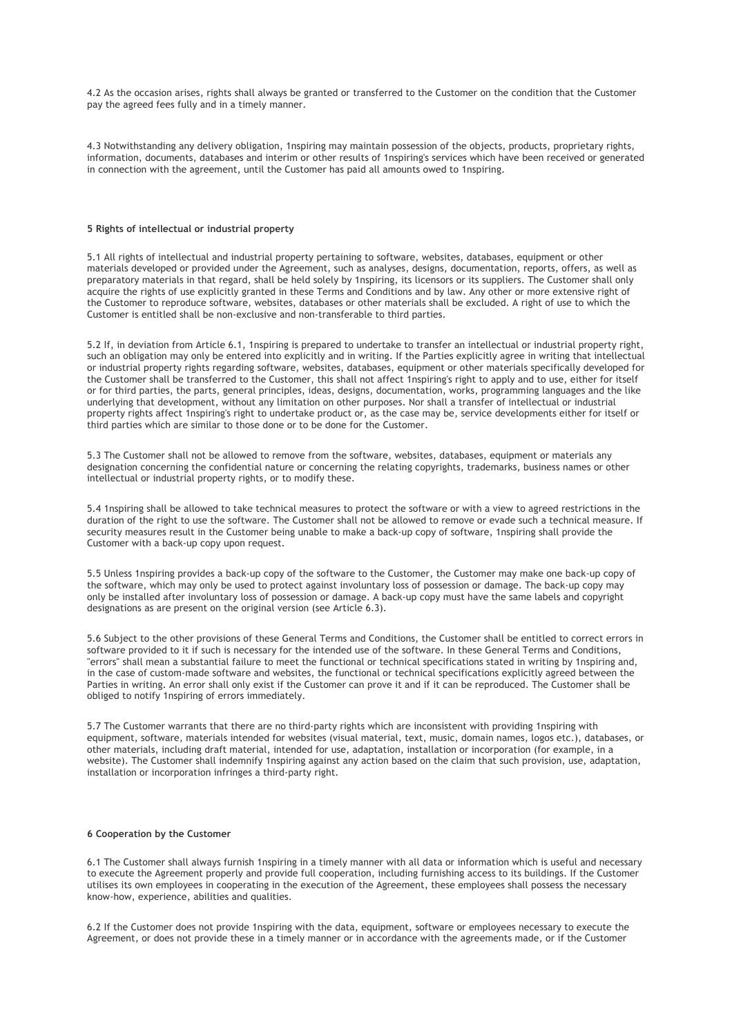4.2 As the occasion arises, rights shall always be granted or transferred to the Customer on the condition that the Customer pay the agreed fees fully and in a timely manner.

4.3 Notwithstanding any delivery obligation, 1nspiring may maintain possession of the objects, products, proprietary rights, information, documents, databases and interim or other results of 1nspiring's services which have been received or generated in connection with the agreement, until the Customer has paid all amounts owed to 1nspiring.

**5 Rights of intellectual or industrial property**

5.1 All rights of intellectual and industrial property pertaining to software, websites, databases, equipment or other materials developed or provided under the Agreement, such as analyses, designs, documentation, reports, offers, as well as preparatory materials in that regard, shall be held solely by 1nspiring, its licensors or its suppliers. The Customer shall only acquire the rights of use explicitly granted in these Terms and Conditions and by law. Any other or more extensive right of the Customer to reproduce software, websites, databases or other materials shall be excluded. A right of use to which the Customer is entitled shall be non-exclusive and non-transferable to third parties.

5.2 If, in deviation from Article 6.1, 1nspiring is prepared to undertake to transfer an intellectual or industrial property right, such an obligation may only be entered into explicitly and in writing. If the Parties explicitly agree in writing that intellectual or industrial property rights regarding software, websites, databases, equipment or other materials specifically developed for the Customer shall be transferred to the Customer, this shall not affect 1nspiring's right to apply and to use, either for itself or for third parties, the parts, general principles, ideas, designs, documentation, works, programming languages and the like underlying that development, without any limitation on other purposes. Nor shall a transfer of intellectual or industrial property rights affect 1nspiring's right to undertake product or, as the case may be, service developments either for itself or third parties which are similar to those done or to be done for the Customer.

5.3 The Customer shall not be allowed to remove from the software, websites, databases, equipment or materials any designation concerning the confidential nature or concerning the relating copyrights, trademarks, business names or other intellectual or industrial property rights, or to modify these.

5.4 1nspiring shall be allowed to take technical measures to protect the software or with a view to agreed restrictions in the duration of the right to use the software. The Customer shall not be allowed to remove or evade such a technical measure. If security measures result in the Customer being unable to make a back-up copy of software, 1nspiring shall provide the Customer with a back-up copy upon request.

5.5 Unless 1nspiring provides a back-up copy of the software to the Customer, the Customer may make one back-up copy of the software, which may only be used to protect against involuntary loss of possession or damage. The back-up copy may only be installed after involuntary loss of possession or damage. A back-up copy must have the same labels and copyright designations as are present on the original version (see Article 6.3).

5.6 Subject to the other provisions of these General Terms and Conditions, the Customer shall be entitled to correct errors in software provided to it if such is necessary for the intended use of the software. In these General Terms and Conditions, "errors" shall mean a substantial failure to meet the functional or technical specifications stated in writing by 1nspiring and, in the case of custom-made software and websites, the functional or technical specifications explicitly agreed between the Parties in writing. An error shall only exist if the Customer can prove it and if it can be reproduced. The Customer shall be obliged to notify 1nspiring of errors immediately.

5.7 The Customer warrants that there are no third-party rights which are inconsistent with providing 1nspiring with equipment, software, materials intended for websites (visual material, text, music, domain names, logos etc.), databases, or other materials, including draft material, intended for use, adaptation, installation or incorporation (for example, in a website). The Customer shall indemnify 1nspiring against any action based on the claim that such provision, use, adaptation, installation or incorporation infringes a third-party right.

**6 Cooperation by the Customer**

6.1 The Customer shall always furnish 1nspiring in a timely manner with all data or information which is useful and necessary to execute the Agreement properly and provide full cooperation, including furnishing access to its buildings. If the Customer utilises its own employees in cooperating in the execution of the Agreement, these employees shall possess the necessary know-how, experience, abilities and qualities.

6.2 If the Customer does not provide 1nspiring with the data, equipment, software or employees necessary to execute the Agreement, or does not provide these in a timely manner or in accordance with the agreements made, or if the Customer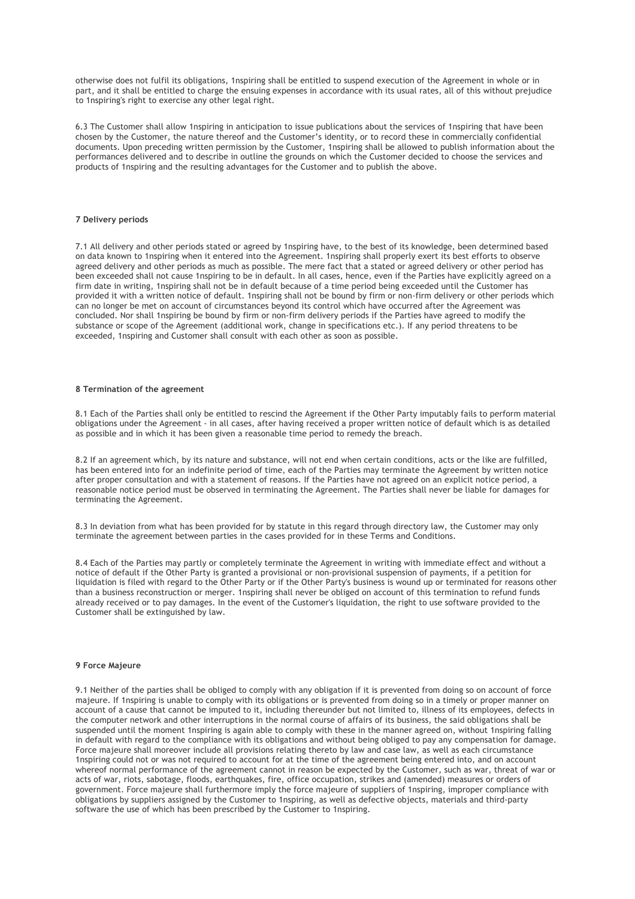otherwise does not fulfil its obligations, 1nspiring shall be entitled to suspend execution of the Agreement in whole or in part, and it shall be entitled to charge the ensuing expenses in accordance with its usual rates, all of this without prejudice to 1nspiring's right to exercise any other legal right.

6.3 The Customer shall allow 1nspiring in anticipation to issue publications about the services of 1nspiring that have been chosen by the Customer, the nature thereof and the Customer's identity, or to record these in commercially confidential documents. Upon preceding written permission by the Customer, 1nspiring shall be allowed to publish information about the performances delivered and to describe in outline the grounds on which the Customer decided to choose the services and products of 1nspiring and the resulting advantages for the Customer and to publish the above.

#### 7 Delivery periods

7.1 All delivery and other periods stated or agreed by 1nspiring have, to the best of its knowledge, been determined based on data known to 1nspiring when it entered into the Agreement. 1nspiring shall properly exert its best efforts to observe agreed delivery and other periods as much as possible. The mere fact that a stated or agreed delivery or other period has been exceeded shall not cause 1nspiring to be in default. In all cases, hence, even if the Parties have explicitly agreed on a firm date in writing, 1nspiring shall not be in default because of a time period being exceeded until the Customer has provided it with a written notice of default. 1nspiring shall not be bound by firm or non-firm delivery or other periods which can no longer be met on account of circumstances beyond its control which have occurred after the Agreement was concluded. Nor shall 1nspiring be bound by firm or non-firm delivery periods if the Parties have agreed to modify the substance or scope of the Agreement (additional work, change in specifications etc.). If any period threatens to be exceeded, 1nspiring and Customer shall consult with each other as soon as possible.

#### 8 Termination of the agreement

8.1 Each of the Parties shall only be entitled to rescind the Agreement if the Other Party imputably fails to perform material obligations under the Agreement - in all cases, after having received a proper written notice of default which is as detailed as possible and in which it has been given a reasonable time period to remedy the breach.

8.2 If an agreement which, by its nature and substance, will not end when certain conditions, acts or the like are fulfilled, has been entered into for an indefinite period of time, each of the Parties may terminate the Agreement by written notice after proper consultation and with a statement of reasons. If the Parties have not agreed on an explicit notice period, a reasonable notice period must be observed in terminating the Agreement. The Parties shall never be liable for damages for terminating the Agreement.

8.3 In deviation from what has been provided for by statute in this regard through directory law, the Customer may only terminate the agreement between parties in the cases provided for in these Terms and Conditions.

8.4 Each of the Parties may partly or completely terminate the Agreement in writing with immediate effect and without a notice of default if the Other Party is granted a provisional or non-provisional suspension of payments, if a petition for liquidation is filed with regard to the Other Party or if the Other Party's business is wound up or terminated for reasons other than a business reconstruction or merger. 1nspiring shall never be obliged on account of this termination to refund funds already received or to pay damages. In the event of the Customer's liquidation, the right to use software provided to the Customer shall be extinguished by law.

#### 9 Force Majeure

9.1 Neither of the parties shall be obliged to comply with any obligation if it is prevented from doing so on account of force majeure. If 1nspiring is unable to comply with its obligations or is prevented from doing so in a timely or proper manner on account of a cause that cannot be imputed to it, including thereunder but not limited to, illness of its employees, defects in the computer network and other interruptions in the normal course of affairs of its business, the said obligations shall be suspended until the moment 1nspiring is again able to comply with these in the manner agreed on, without 1nspiring falling in default with regard to the compliance with its obligations and without being obliged to pay any compensation for damage. Force majeure shall moreover include all provisions relating thereto by law and case law, as well as each circumstance 1nspiring could not or was not required to account for at the time of the agreement being entered into, and on account whereof normal performance of the agreement cannot in reason be expected by the Customer, such as war, threat of war or acts of war, riots, sabotage, floods, earthquakes, fire, office occupation, strikes and (amended) measures or orders of government. Force majeure shall furthermore imply the force majeure of suppliers of 1nspiring, improper compliance with obligations by suppliers assigned by the Customer to 1nspiring, as well as defective objects, materials and third-party software the use of which has been prescribed by the Customer to 1nspiring.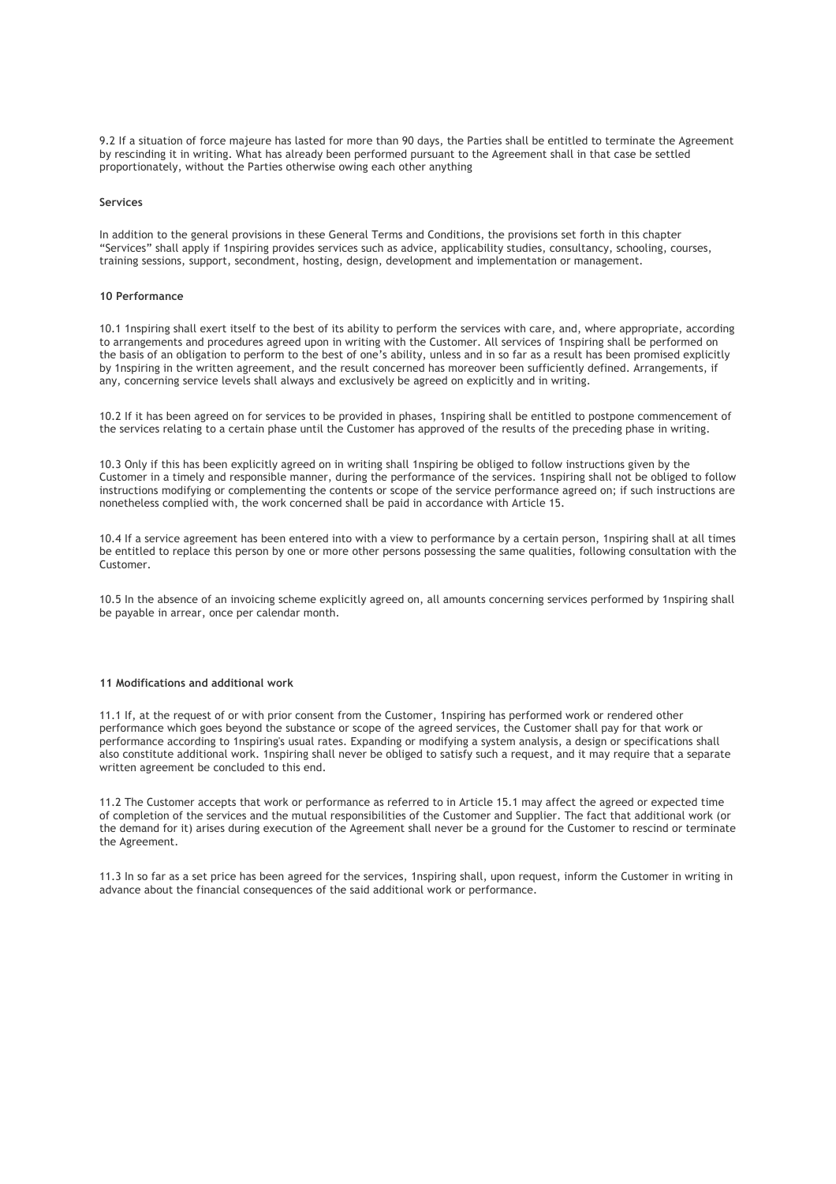9.2 If a situation of force majeure has lasted for more than 90 days, the Parties shall be entitled to terminate the Agreement by rescinding it in writing. What has already been performed pursuant to the Agreement shall in that case be settled proportionately, without the Parties otherwise owing each other anything

## Services

In addition to the general provisions in these General Terms and Conditions, the provisions set forth in this chapter "Services" shall apply if 1nspiring provides services such as advice, applicability studies, consultancy, schooling, courses, training sessions, support, secondment, hosting, design, development and implementation or management.

### 10 Performance

10.1 1nspiring shall exert itself to the best of its ability to perform the services with care, and, where appropriate, according to arrangements and procedures agreed upon in writing with the Customer. All services of 1nspiring shall be performed on the basis of an obligation to perform to the best of one's ability, unless and in so far as a result has been promised explicitly by 1nspiring in the written agreement, and the result concerned has moreover been sufficiently defined. Arrangements, if any, concerning service levels shall always and exclusively be agreed on explicitly and in writing.

10.2 If it has been agreed on for services to be provided in phases, 1nspiring shall be entitled to postpone commencement of the services relating to a certain phase until the Customer has approved of the results of the preceding phase in writing.

10.3 Only if this has been explicitly agreed on in writing shall 1nspiring be obliged to follow instructions given by the Customer in a timely and responsible manner, during the performance of the services. 1nspiring shall not be obliged to follow instructions modifying or complementing the contents or scope of the service performance agreed on; if such instructions are nonetheless complied with, the work concerned shall be paid in accordance with Article 15.

10.4 If a service agreement has been entered into with a view to performance by a certain person, 1nspiring shall at all times be entitled to replace this person by one or more other persons possessing the same qualities, following consultation with the Customer.

10.5 In the absence of an invoicing scheme explicitly agreed on, all amounts concerning services performed by 1nspiring shall be payable in arrear, once per calendar month.

### 11 Modifications and additional work

11.1 If, at the request of or with prior consent from the Customer, 1nspiring has performed work or rendered other performance which goes beyond the substance or scope of the agreed services, the Customer shall pay for that work or performance according to 1nspiring's usual rates. Expanding or modifying a system analysis, a design or specifications shall also constitute additional work. 1nspiring shall never be obliged to satisfy such a request, and it may require that a separate written agreement be concluded to this end.

11.2 The Customer accepts that work or performance as referred to in Article 15.1 may affect the agreed or expected time of completion of the services and the mutual responsibilities of the Customer and Supplier. The fact that additional work (or the demand for it) arises during execution of the Agreement shall never be a ground for the Customer to rescind or terminate the Agreement.

11.3 In so far as a set price has been agreed for the services, 1nspiring shall, upon request, inform the Customer in writing in advance about the financial consequences of the said additional work or performance.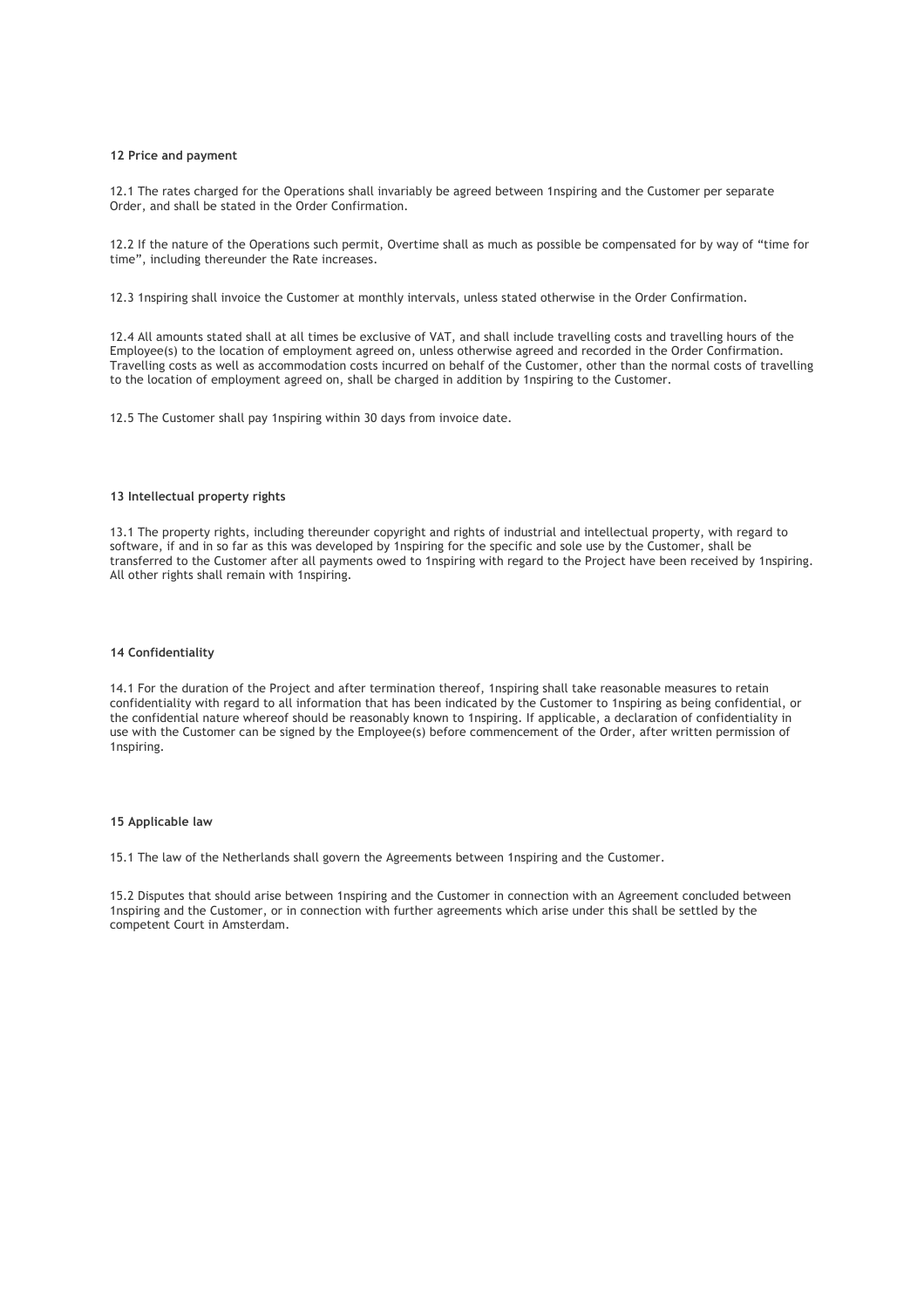**12 Price and payment**

12.1 The rates charged for the Operations shall invariably be agreed between 1nspiring and the Customer per separate Order, and shall be stated in the Order Confirmation.

12.2 If the nature of the Operations such permit, Overtime shall as much as possible be compensated for by way of "time for time", including thereunder the Rate increases.

12.3 1nspiring shall invoice the Customer at monthly intervals, unless stated otherwise in the Order Confirmation.

12.4 All amounts stated shall at all times be exclusive of VAT, and shall include travelling costs and travelling hours of the Employee(s) to the location of employment agreed on, unless otherwise agreed and recorded in the Order Confirmation. Travelling costs as well as accommodation costs incurred on behalf of the Customer, other than the normal costs of travelling to the location of employment agreed on, shall be charged in addition by 1nspiring to the Customer.

12.5 The Customer shall pay 1nspiring within 30 days from invoice date.

**13 Intellectual property rights**

13.1 The property rights, including thereunder copyright and rights of industrial and intellectual property, with regard to software, if and in so far as this was developed by 1nspiring for the specific and sole use by the Customer, shall be transferred to the Customer after all payments owed to 1nspiring with regard to the Project have been received by 1nspiring. All other rights shall remain with 1nspiring.

**14 Confidentiality**

14.1 For the duration of the Project and after termination thereof, 1nspiring shall take reasonable measures to retain confidentiality with regard to all information that has been indicated by the Customer to 1nspiring as being confidential, or the confidential nature whereof should be reasonably known to 1nspiring. If applicable, a declaration of confidentiality in use with the Customer can be signed by the Employee(s) before commencement of the Order, after written permission of 1nspiring.

**15 Applicable law**

15.1 The law of the Netherlands shall govern the Agreements between 1nspiring and the Customer.

15.2 Disputes that should arise between 1nspiring and the Customer in connection with an Agreement concluded between 1nspiring and the Customer, or in connection with further agreements which arise under this shall be settled by the competent Court in Amsterdam.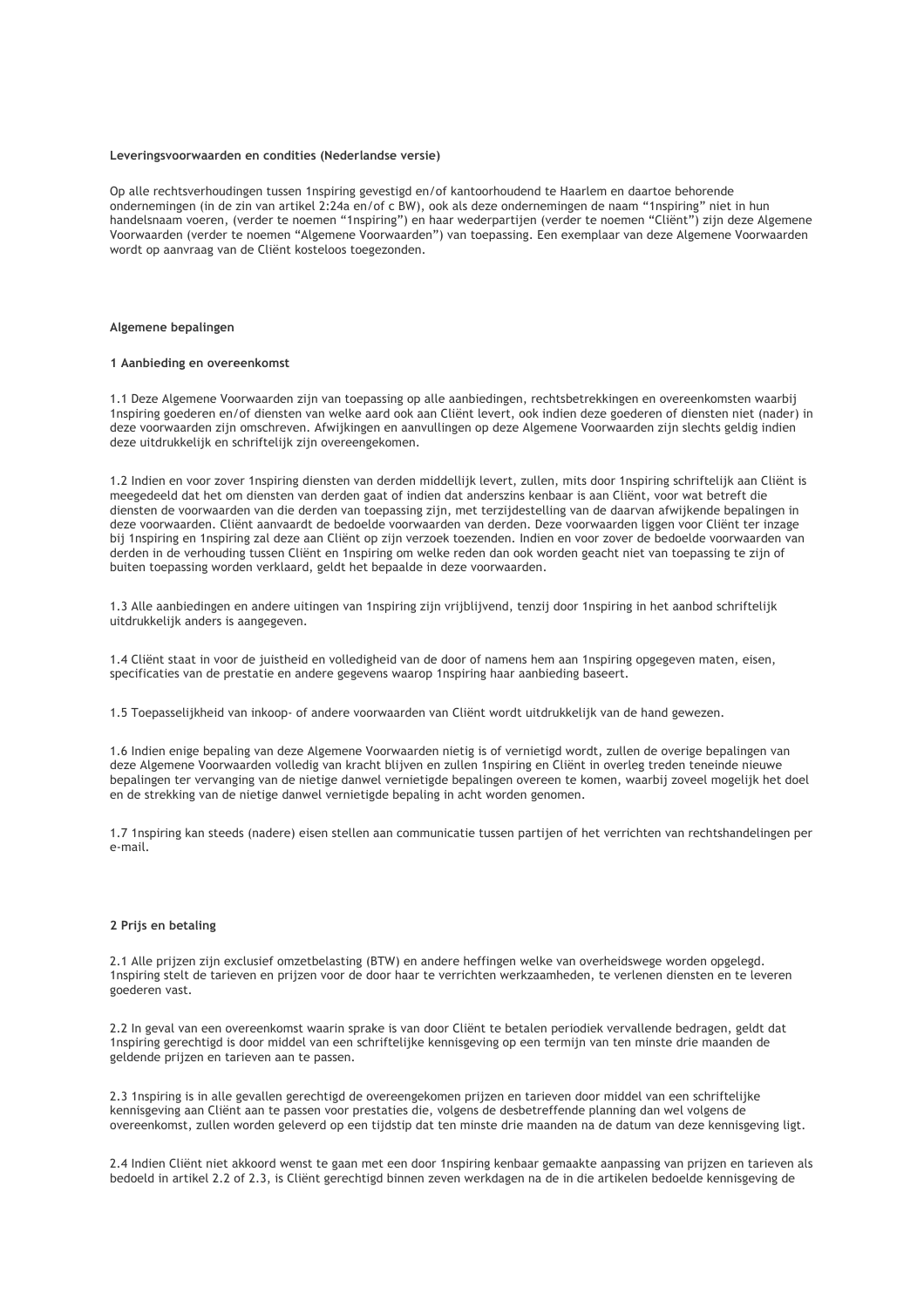**Leveringsvoorwaarden en condities (Nederlandse versie)**

Op alle rechtsverhoudingen tussen 1nspiring gevestigd en/of kantoorhoudend te Haarlem en daartoe behorende ondernemingen (in de zin van artikel 2:24a en/of c BW), ook als deze ondernemingen de naam “1nspiring” niet in hun handelsnaam voeren, (verder te noemen “1nspiring”) en haar wederpartijen (verder te noemen “Cliënt”) zijn deze Algemene Voorwaarden (verder te noemen “Algemene Voorwaarden”) van toepassing. Een exemplaar van deze Algemene Voorwaarden wordt op aanvraag van de Cliënt kosteloos toegezonden.

## Algemene bepalingen

### 1 Aanbieding en overeenkomst

1.1 Deze Algemene Voorwaarden zijn van toepassing op alle aanbiedingen, rechtsbetrekkingen en overeenkomsten waarbij 1nspiring goederen en/of diensten van welke aard ook aan Cliënt levert, ook indien deze goederen of diensten niet (nader) in deze voorwaarden zijn omschreven. Afwijkingen en aanvullingen op deze Algemene Voorwaarden zijn slechts geldig indien deze uitdrukkelijk en schriftelijk zijn overeengekomen.

1.2 Indien en voor zover 1nspiring diensten van derden middellijk levert, zullen, mits door 1nspiring schriftelijk aan Cliënt is meegedeeld dat het om diensten van derden gaat of indien dat anderszins kenbaar is aan Cliënt, voor wat betreft die diensten de voorwaarden van die derden van toepassing zijn, met terzijdestelling van de daarvan afwijkende bepalingen in deze voorwaarden. Cliënt aanvaardt de bedoelde voorwaarden van derden. Deze voorwaarden liggen voor Cliënt ter inzage bij 1nspiring en 1nspiring zal deze aan Cliënt op zijn verzoek toezenden. Indien en voor zover de bedoelde voorwaarden van derden in de verhouding tussen Cliënt en 1nspiring om welke reden dan ook worden geacht niet van toepassing te zijn of buiten toepassing worden verklaard, geldt het bepaalde in deze voorwaarden.

1.3 Alle aanbiedingen en andere uitingen van 1nspiring zijn vrijblijvend, tenzij door 1nspiring in het aanbod schriftelijk uitdrukkelijk anders is aangegeven.

1.4 Cliënt staat in voor de juistheid en volledigheid van de door of namens hem aan 1nspiring opgegeven maten, eisen, specificaties van de prestatie en andere gegevens waarop 1nspiring haar aanbieding baseert.

1.5 Toepasselijkheid van inkoop- of andere voorwaarden van Cliënt wordt uitdrukkelijk van de hand gewezen.

1.6 Indien enige bepaling van deze Algemene Voorwaarden nietig is of vernietigd wordt, zullen de overige bepalingen van deze Algemene Voorwaarden volledig van kracht blijven en zullen 1nspiring en Cliënt in overleg treden teneinde nieuwe bepalingen ter vervanging van de nietige danwel vernietigde bepalingen overeen te komen, waarbij zoveel mogelijk het doel en de strekking van de nietige danwel vernietigde bepaling in acht worden genomen.

1.7 1nspiring kan steeds (nadere) eisen stellen aan communicatie tussen partijen of het verrichten van rechtshandelingen per e-mail.

### 2 Prijs en betaling

2.1 Alle prijzen zijn exclusief omzetbelasting (BTW) en andere heffingen welke van overheidswege worden opgelegd. 1nspiring stelt de tarieven en prijzen voor de door haar te verrichten werkzaamheden, te verlenen diensten en te leveren goederen vast.

2.2 In geval van een overeenkomst waarin sprake is van door Cliënt te betalen periodiek vervallende bedragen, geldt dat 1nspiring gerechtigd is door middel van een schriftelijke kennisgeving op een termijn van ten minste drie maanden de geldende prijzen en tarieven aan te passen.

2.3 1nspiring is in alle gevallen gerechtigd de overeengekomen prijzen en tarieven door middel van een schriftelijke kennisgeving aan Cliënt aan te passen voor prestaties die, volgens de desbetreffende planning dan wel volgens de overeenkomst, zullen worden geleverd op een tijdstip dat ten minste drie maanden na de datum van deze kennisgeving ligt.

2.4 Indien Cliënt niet akkoord wenst te gaan met een door 1nspiring kenbaar gemaakte aanpassing van prijzen en tarieven als bedoeld in artikel 2.2 of 2.3, is Cliënt gerechtigd binnen zeven werkdagen na de in die artikelen bedoelde kennisgeving de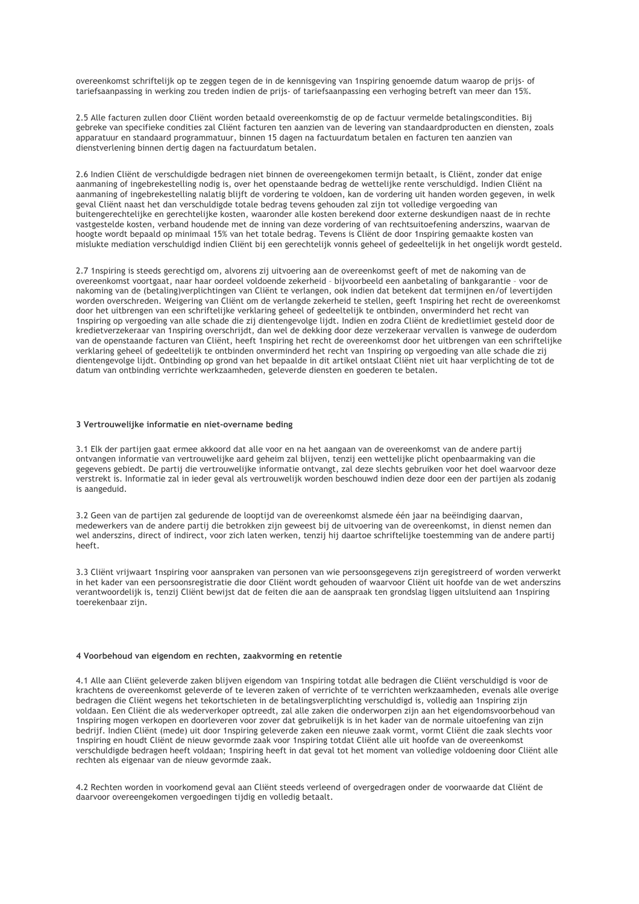overeenkomst schriftelijk op te zeggen tegen de in de kennisgeving van 1nspiring genoemde datum waarop de prijs- of tariefsaanpassing in werking zou treden indien de prijs- of tariefsaanpassing een verhoging betreft van meer dan 15%.

2.5 Alle facturen zullen door Cliënt worden betaald overeenkomstig de op de factuur vermelde betalingscondities. Bij gebreke van specifieke condities zal Cliënt facturen ten aanzien van de levering van standaardproducten en diensten, zoals apparatuur en standaard programmatuur, binnen 15 dagen na factuurdatum betalen en facturen ten aanzien van dienstverlening binnen dertig dagen na factuurdatum betalen.

2.6 Indien Cliënt de verschuldigde bedragen niet binnen de overeengekomen termijn betaalt, is Cliënt, zonder dat enige aanmaning of ingebrekestelling nodig is, over het openstaande bedrag de wettelijke rente verschuldigd. Indien Cliënt na aanmaning of ingebrekestelling nalatig blijft de vordering te voldoen, kan de vordering uit handen worden gegeven, in welk geval Cliënt naast het dan verschuldigde totale bedrag tevens gehouden zal zijn tot volledige vergoeding van buitengerechtelijke en gerechtelijke kosten, waaronder alle kosten berekend door externe deskundigen naast de in rechte vastgestelde kosten, verband houdende met de inning van deze vordering of van rechtsuitoefening anderszins, waarvan de hoogte wordt bepaald op minimaal 15% van het totale bedrag. Tevens is Cliënt de door 1nspiring gemaakte kosten van mislukte mediation verschuldigd indien Cliënt bij een gerechtelijk vonnis geheel of gedeeltelijk in het ongelijk wordt gesteld.

2.7 1nspiring is steeds gerechtigd om, alvorens zij uitvoering aan de overeenkomst geeft of met de nakoming van de overeenkomst voortgaat, naar haar oordeel voldoende zekerheid – bijvoorbeeld een aanbetaling of bankgarantie – voor de nakoming van de (betaling)verplichtingen van Cliënt te verlangen, ook indien dat betekent dat termijnen en/of levertijden worden overschreden. Weigering van Cliënt om de verlangde zekerheid te stellen, geeft 1nspiring het recht de overeenkomst door het uitbrengen van een schriftelijke verklaring geheel of gedeeltelijk te ontbinden, onverminderd het recht van 1nspiring op vergoeding van alle schade die zij dientengevolge lijdt. Indien en zodra Cliënt de kredietlimiet gesteld door de kredietverzekeraar van 1nspiring overschrijdt, dan wel de dekking door deze verzekeraar vervallen is vanwege de ouderdom van de openstaande facturen van Cliënt, heeft 1nspiring het recht de overeenkomst door het uitbrengen van een schriftelijke verklaring geheel of gedeeltelijk te ontbinden onverminderd het recht van 1nspiring op vergoeding van alle schade die zij dientengevolge lijdt. Ontbinding op grond van het bepaalde in dit artikel ontslaat Cliënt niet uit haar verplichting de tot de datum van ontbinding verrichte werkzaamheden, geleverde diensten en goederen te betalen.

**3 Vertrouwelijke informatie en niet-overname beding**

3.1 Elk der partijen gaat ermee akkoord dat alle voor en na het aangaan van de overeenkomst van de andere partij ontvangen informatie van vertrouwelijke aard geheim zal blijven, tenzij een wettelijke plicht openbaarmaking van die gegevens gebiedt. De partij die vertrouwelijke informatie ontvangt, zal deze slechts gebruiken voor het doel waarvoor deze verstrekt is. Informatie zal in ieder geval als vertrouwelijk worden beschouwd indien deze door een der partijen als zodanig is aangeduid.

3.2 Geen van de partijen zal gedurende de looptijd van de overeenkomst alsmede één jaar na beëindiging daarvan, medewerkers van de andere partij die betrokken zijn geweest bij de uitvoering van de overeenkomst, in dienst nemen dan wel anderszins, direct of indirect, voor zich laten werken, tenzij hij daartoe schriftelijke toestemming van de andere partij heeft.

3.3 Cliënt vrijwaart 1nspiring voor aanspraken van personen van wie persoonsgegevens zijn geregistreerd of worden verwerkt in het kader van een persoonsregistratie die door Cliënt wordt gehouden of waarvoor Cliënt uit hoofde van de wet anderszins verantwoordelijk is, tenzij Cliënt bewijst dat de feiten die aan de aanspraak ten grondslag liggen uitsluitend aan 1nspiring toerekenbaar zijn.

**4 Voorbehoud van eigendom en rechten, zaakvorming en retentie**

4.1 Alle aan Cliënt geleverde zaken blijven eigendom van 1nspiring totdat alle bedragen die Cliënt verschuldigd is voor de krachtens de overeenkomst geleverde of te leveren zaken of verrichte of te verrichten werkzaamheden, evenals alle overige bedragen die Cliënt wegens het tekortschieten in de betalingsverplichting verschuldigd is, volledig aan 1nspiring zijn voldaan. Een Cliënt die als wederverkoper optreedt, zal alle zaken die onderworpen zijn aan het eigendomsvoorbehoud van 1nspiring mogen verkopen en doorleveren voor zover dat gebruikelijk is in het kader van de normale uitoefening van zijn bedrijf. Indien Cliënt (mede) uit door 1nspiring geleverde zaken een nieuwe zaak vormt, vormt Cliënt die zaak slechts voor 1nspiring en houdt Cliënt de nieuw gevormde zaak voor 1nspiring totdat Cliënt alle uit hoofde van de overeenkomst verschuldigde bedragen heeft voldaan; 1nspiring heeft in dat geval tot het moment van volledige voldoening door Cliënt alle rechten als eigenaar van de nieuw gevormde zaak.

4.2 Rechten worden in voorkomend geval aan Cliënt steeds verleend of overgedragen onder de voorwaarde dat Cliënt de daarvoor overeengekomen vergoedingen tijdig en volledig betaalt.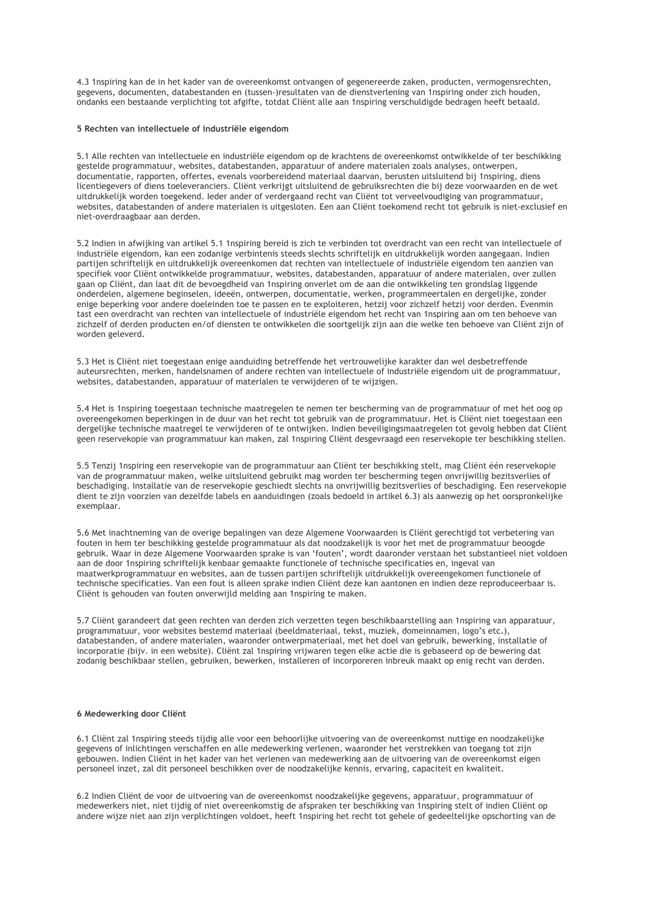4.3 1nspiring kan de in het kader van de overeenkomst ontvangen of gegenereerde zaken, producten, vermogensrechten, gegevens, documenten, databestanden en (tussen-)resultaten van de dienstverlening van 1nspiring onder zich houden, ondanks een bestaande verplichting tot afgifte, totdat Cliënt alle aan 1nspiring verschuldigde bedragen heeft betaald.

**5 Rechten van intellectuele of industriële eigendom**

5.1 Alle rechten van intellectuele en industriële eigendom op de krachtens de overeenkomst ontwikkelde of ter beschikking gestelde programmatuur, websites, databestanden, apparatuur of andere materialen zoals analyses, ontwerpen, documentatie, rapporten, offertes, evenals voorbereidend materiaal daarvan, berusten uitsluitend bij 1nspiring, diens licentiegevers of diens toeleveranciers. Cliënt verkrijgt uitsluitend de gebruiksrechten die bij deze voorwaarden en de wet uitdrukkelijk worden toegekend. Ieder ander of verdergaand recht van Cliënt tot verveelvoudiging van programmatuur, websites, databestanden of andere materialen is uitgesloten. Een aan Cliënt toekomend recht tot gebruik is niet-exclusief en niet-overdraagbaar aan derden.

5.2 Indien in afwijking van artikel 5.1 1nspiring bereid is zich te verbinden tot overdracht van een recht van intellectuele of industriële eigendom, kan een zodanige verbintenis steeds slechts schriftelijk en uitdrukkelijk worden aangegaan. Indien partijen schriftelijk en uitdrukkelijk overeenkomen dat rechten van intellectuele of industriële eigendom ten aanzien van specifiek voor Cliënt ontwikkelde programmatuur, websites, databestanden, apparatuur of andere materialen, over zullen gaan op Cliënt, dan laat dit de bevoegdheid van 1nspiring onverlet om de aan die ontwikkeling ten grondslag liggende onderdelen, algemene beginselen, ideeën, ontwerpen, documentatie, werken, programmeertalen en dergelijke, zonder enige beperking voor andere doeleinden toe te passen en te exploiteren, hetzij voor zichzelf hetzij voor derden. Evenmin tast een overdracht van rechten van intellectuele of industriële eigendom het recht van 1nspiring aan om ten behoeve van zichzelf of derden producten en/of diensten te ontwikkelen die soortgelijk zijn aan die welke ten behoeve van Cliënt zijn of worden geleverd.

5.3 Het is Cliënt niet toegestaan enige aanduiding betreffende het vertrouwelijke karakter dan wel desbetreffende auteursrechten, merken, handelsnamen of andere rechten van intellectuele of industriële eigendom uit de programmatuur, websites, databestanden, apparatuur of materialen te verwijderen of te wijzigen.

5.4 Het is 1nspiring toegestaan technische maatregelen te nemen ter bescherming van de programmatuur of met het oog op overeengekomen beperkingen in de duur van het recht tot gebruik van de programmatuur. Het is Cliënt niet toegestaan een dergelijke technische maatregel te verwijderen of te ontwijken. Indien beveiligingsmaatregelen tot gevolg hebben dat Cliënt geen reservekopie van programmatuur kan maken, zal 1nspiring Cliënt desgevraagd een reservekopie ter beschikking stellen.

5.5 Tenzij 1nspiring een reservekopie van de programmatuur aan Cliënt ter beschikking stelt, mag Cliënt één reservekopie van de programmatuur maken, welke uitsluitend gebruikt mag worden ter bescherming tegen onvrijwillig bezitsverlies of beschadiging. Installatie van de reservekopie geschiedt slechts na onvrijwillig bezitsverlies of beschadiging. Een reservekopie dient te zijn voorzien van dezelfde labels en aanduidingen (zoals bedoeld in artikel 6.3) als aanwezig op het oorspronkelijke exemplaar.

5.6 Met inachtneming van de overige bepalingen van deze Algemene Voorwaarden is Cliënt gerechtigd tot verbetering van fouten in hem ter beschikking gestelde programmatuur als dat noodzakelijk is voor het met de programmatuur beoogde gebruik. Waar in deze Algemene Voorwaarden sprake is van 'fouten', wordt daaronder verstaan het substantieel niet voldoen aan de door 1nspiring schriftelijk kenbaar gemaakte functionele of technische specificaties en, ingeval van maatwerkprogrammatuur en websites, aan de tussen partijen schriftelijk uitdrukkelijk overeengekomen functionele of technische specificaties. Van een fout is alleen sprake indien Cliënt deze kan aantonen en indien deze reproduceerbaar is. Cliënt is gehouden van fouten onverwijld melding aan 1nspiring te maken.

5.7 Cliënt garandeert dat geen rechten van derden zich verzetten tegen beschikbaarstelling aan 1nspiring van apparatuur, programmatuur, voor websites bestemd materiaal (beeldmateriaal, tekst, muziek, domeinnamen, logo's etc.), databestanden, of andere materialen, waaronder ontwerpmateriaal, met het doel van gebruik, bewerking, installatie of incorporatie (bijv. in een website). Cliënt zal 1nspiring vrijwaren tegen elke actie die is gebaseerd op de bewering dat zodanig beschikbaar stellen, gebruiken, bewerken, installeren of incorporeren inbreuk maakt op enig recht van derden.

**6 Medewerking door Cliënt**

6.1 Cliënt zal 1nspiring steeds tijdig alle voor een behoorlijke uitvoering van de overeenkomst nuttige en noodzakelijke gegevens of inlichtingen verschaffen en alle medewerking verlenen, waaronder het verstrekken van toegang tot zijn gebouwen. Indien Cliënt in het kader van het verlenen van medewerking aan de uitvoering van de overeenkomst eigen personeel inzet, zal dit personeel beschikken over de noodzakelijke kennis, ervaring, capaciteit en kwaliteit.

6.2 Indien Cliënt de voor de uitvoering van de overeenkomst noodzakelijke gegevens, apparatuur, programmatuur of medewerkers niet, niet tijdig of niet overeenkomstig de afspraken ter beschikking van 1nspiring stelt of indien Cliënt op andere wijze niet aan zijn verplichtingen voldoet, heeft 1nspiring het recht tot gehele of gedeeltelijke opschorting van de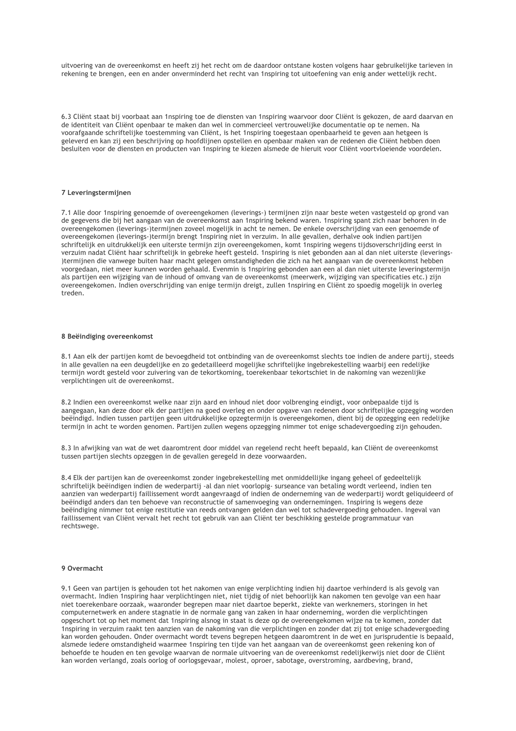uitvoering van de overeenkomst en heeft zij het recht om de daardoor ontstane kosten volgens haar gebruikelijke tarieven in rekening te brengen, een en ander onverminderd het recht van 1nspiring tot uitoefening van enig ander wettelijk recht.

6.3 Cliënt staat bij voorbaat aan 1nspiring toe de diensten van 1nspiring waarvoor door Cliënt is gekozen, de aard daarvan en de identiteit van Cliënt openbaar te maken dan wel in commercieel vertrouwelijke documentatie op te nemen. Na voorafgaande schriftelijke toestemming van Cliënt, is het 1nspiring toegestaan openbaarheid te geven aan hetgeen is geleverd en kan zij een beschrijving op hoofdlijnen opstellen en openbaar maken van de redenen die Cliënt hebben doen besluiten voor de diensten en producten van 1nspiring te kiezen alsmede de hieruit voor Cliënt voortvloeiende voordelen.

#### 7 Leveringstermijnen

7.1 Alle door 1nspiring genoemde of overeengekomen (leverings-) termijnen zijn naar beste weten vastgesteld op grond van de gegevens die bij het aangaan van de overeenkomst aan 1nspiring bekend waren. 1nspiring spant zich naar behoren in de overeengekomen (leverings-)termijnen zoveel mogelijk in acht te nemen. De enkele overschrijding van een genoemde of overeengekomen (leverings-)termijn brengt 1nspiring niet in verzuim. In alle gevallen, derhalve ook indien partijen schriftelijk en uitdrukkelijk een uiterste termijn zijn overeengekomen, komt 1nspiring wegens tijdsoverschrijding eerst in verzuim nadat Cliënt haar schriftelijk in gebreke heeft gesteld. 1nspiring is niet gebonden aan al dan niet uiterste (leverings-)termijnen die vanwege buiten haar macht gelegen omstandigheden die zich na het aangaan van de overeenkomst hebben voorgedaan, niet meer kunnen worden gehaald. Evenmin is 1nspiring gebonden aan een al dan niet uiterste leveringstermijn als partijen een wijziging van de inhoud of omvang van de overeenkomst (meerwerk, wijziging van specificaties etc.) zijn overeengekomen. Indien overschrijding van enige termijn dreigt, zullen 1nspiring en Cliënt zo spoedig mogelijk in overleg treden.

#### 8 Beëindiging overeenkomst

8.1 Aan elk der partijen komt de bevoegdheid tot ontbinding van de overeenkomst slechts toe indien de andere partij, steeds in alle gevallen na een deugdelijke en zo gedetailleerd mogelijke schriftelijke ingebrekestelling waarbij een redelijke termijn wordt gesteld voor zuivering van de tekortkoming, toerekenbaar tekortschiet in de nakoming van wezenlijke verplichtingen uit de overeenkomst.

8.2 Indien een overeenkomst welke naar zijn aard en inhoud niet door volbrenging eindigt, voor onbepaalde tijd is aangegaan, kan deze door elk der partijen na goed overleg en onder opgave van redenen door schriftelijke opzegging worden beëindigd. Indien tussen partijen geen uitdrukkelijke opzegtermijn is overeengekomen, dient bij de opzegging een redelijke termijn in acht te worden genomen. Partijen zullen wegens opzegging nimmer tot enige schadevergoeding zijn gehouden.

8.3 In afwijking van wat de wet daaromtrent door middel van regelend recht heeft bepaald, kan Cliënt de overeenkomst tussen partijen slechts opzeggen in de gevallen geregeld in deze voorwaarden.

8.4 Elk der partijen kan de overeenkomst zonder ingebrekestelling met onmiddellijke ingang geheel of gedeeltelijk schriftelijk beëindigen indien de wederpartij -al dan niet voorlopig- surseance van betaling wordt verleend, indien ten aanzien van wederpartij faillissement wordt aangevraagd of indien de onderneming van de wederpartij wordt geliquideerd of beëindigd anders dan ten behoeve van reconstructie of samenvoeging van ondernemingen. 1nspiring is wegens deze beëindiging nimmer tot enige restitutie van reeds ontvangen gelden dan wel tot schadevergoeding gehouden. Ingeval van faillissement van Cliënt vervalt het recht tot gebruik van aan Cliënt ter beschikking gestelde programmatuur van rechtswege.

#### 9 Overmacht

9.1 Geen van partijen is gehouden tot het nakomen van enige verplichting indien hij daartoe verhinderd is als gevolg van overmacht. Indien 1nspiring haar verplichtingen niet, niet tijdig of niet behoorlijk kan nakomen ten gevolge van een haar niet toerekenbare oorzaak, waaronder begrepen maar niet daartoe beperkt, ziekte van werknemers, storingen in het computernetwerk en andere stagnatie in de normale gang van zaken in haar onderneming, worden die verplichtingen opgeschort tot op het moment dat 1nspiring alsnog in staat is deze op de overeengekomen wijze na te komen, zonder dat 1nspiring in verzuim raakt ten aanzien van de nakoming van die verplichtingen en zonder dat zij tot enige schadevergoeding kan worden gehouden. Onder overmacht wordt tevens begrepen hetgeen daaromtrent in de wet en jurisprudentie is bepaald, alsmede iedere omstandigheid waarmee 1nspiring ten tijde van het aangaan van de overeenkomst geen rekening kon of behoefde te houden en ten gevolge waarvan de normale uitvoering van de overeenkomst redelijkerwijs niet door de Cliënt kan worden verlangd, zoals oorlog of oorlogsgevaar, molest, oproer, sabotage, overstroming, aardbeving, brand,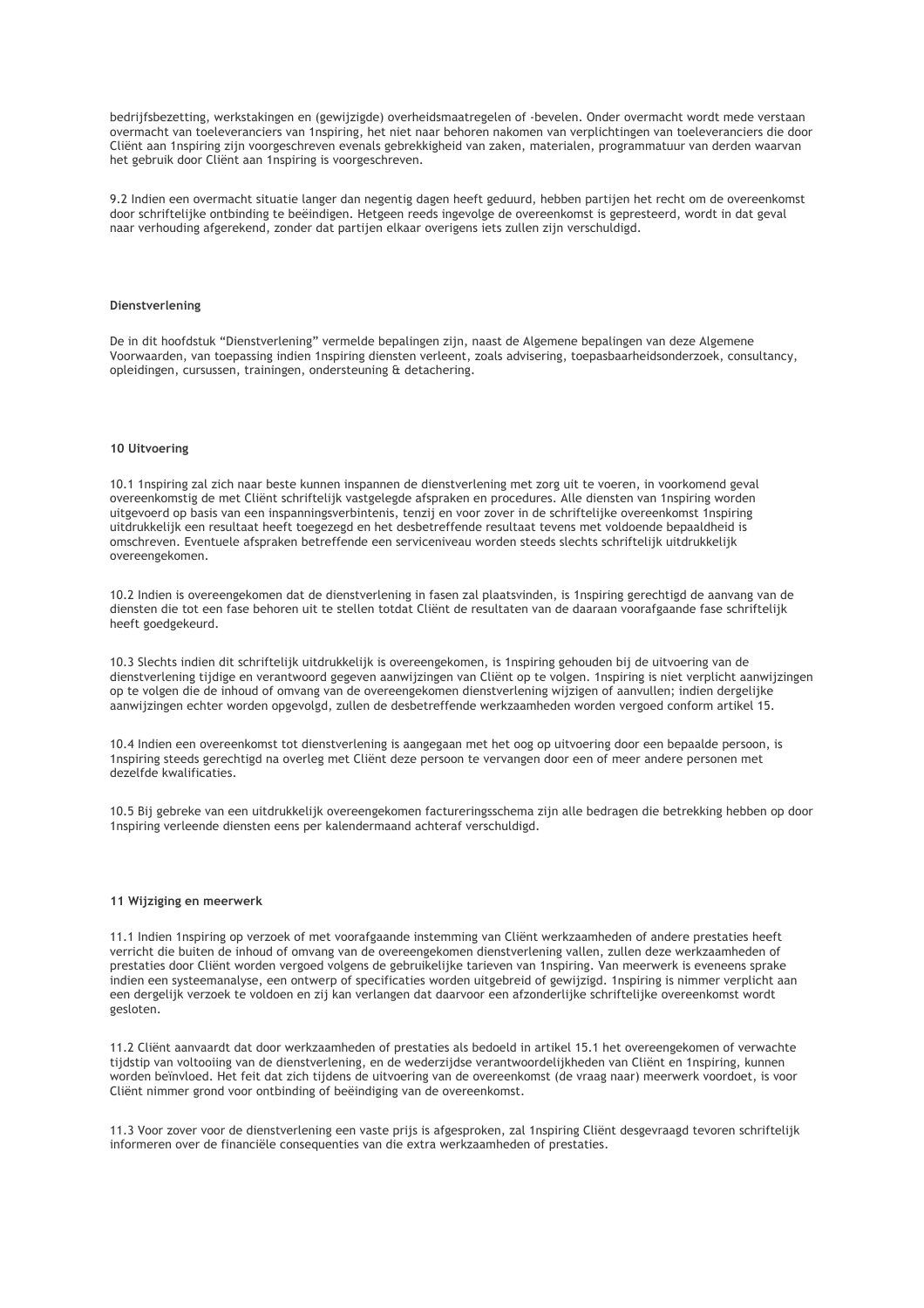bedrijfsbezetting, werkstakingen en (gewijzigde) overheidsmaatregelen of -bevelen. Onder overmacht wordt mede verstaan overmacht van toeleveranciers van 1nspiring, het niet naar behoren nakomen van verplichtingen van toeleveranciers die door Cliënt aan 1nspiring zijn voorgeschreven evenals gebrekkigheid van zaken, materialen, programmatuur van derden waarvan het gebruik door Cliënt aan 1nspiring is voorgeschreven.

9.2 Indien een overmacht situatie langer dan negentig dagen heeft geduurd, hebben partijen het recht om de overeenkomst door schriftelijke ontbinding te beëindigen. Hetgeen reeds ingevolge de overeenkomst is gepresteerd, wordt in dat geval naar verhouding afgerekend, zonder dat partijen elkaar overigens iets zullen zijn verschuldigd.

### Dienstverlening

De in dit hoofdstuk "Dienstverlening" vermelde bepalingen zijn, naast de Algemene bepalingen van deze Algemene Voorwaarden, van toepassing indien 1nspiring diensten verleent, zoals advisering, toepasbaarheidsonderzoek, consultancy, opleidingen, cursussen, trainingen, ondersteuning & detachering.

### 10 Uitvoering

10.1 1nspiring zal zich naar beste kunnen inspannen de dienstverlening met zorg uit te voeren, in voorkomend geval overeenkomstig de met Cliënt schriftelijk vastgelegde afspraken en procedures. Alle diensten van 1nspiring worden uitgevoerd op basis van een inspanningsverbintenis, tenzij en voor zover in de schriftelijke overeenkomst 1nspiring uitdrukkelijk een resultaat heeft toegezegd en het desbetreffende resultaat tevens met voldoende bepaaldheid is omschreven. Eventuele afspraken betreffende een serviceniveau worden steeds slechts schriftelijk uitdrukkelijk overeengekomen.

10.2 Indien is overeengekomen dat de dienstverlening in fasen zal plaatsvinden, is 1nspiring gerechtigd de aanvang van de diensten die tot een fase behoren uit te stellen totdat Cliënt de resultaten van de daaraan voorafgaande fase schriftelijk heeft goedgekeurd.

10.3 Slechts indien dit schriftelijk uitdrukkelijk is overeengekomen, is 1nspiring gehouden bij de uitvoering van de dienstverlening tijdige en verantwoord gegeven aanwijzingen van Cliënt op te volgen. 1nspiring is niet verplicht aanwijzingen op te volgen die de inhoud of omvang van de overeengekomen dienstverlening wijzigen of aanvullen; indien dergelijke aanwijzingen echter worden opgevolgd, zullen de desbetreffende werkzaamheden worden vergoed conform artikel 15.

10.4 Indien een overeenkomst tot dienstverlening is aangegaan met het oog op uitvoering door een bepaalde persoon, is 1nspiring steeds gerechtigd na overleg met Cliënt deze persoon te vervangen door een of meer andere personen met dezelfde kwalificaties.

10.5 Bij gebreke van een uitdrukkelijk overeengekomen factureringsschema zijn alle bedragen die betrekking hebben op door 1nspiring verleende diensten eens per kalendermaand achteraf verschuldigd.

### 11 Wijziging en meerwerk

11.1 Indien 1nspiring op verzoek of met voorafgaande instemming van Cliënt werkzaamheden of andere prestaties heeft verricht die buiten de inhoud of omvang van de overeengekomen dienstverlening vallen, zullen deze werkzaamheden of prestaties door Cliënt worden vergoed volgens de gebruikelijke tarieven van 1nspiring. Van meerwerk is eveneens sprake indien een systeemanalyse, een ontwerp of specificaties worden uitgebreid of gewijzigd. 1nspiring is nimmer verplicht aan een dergelijk verzoek te voldoen en zij kan verlangen dat daarvoor een afzonderlijke schriftelijke overeenkomst wordt gesloten.

11.2 Cliënt aanvaardt dat door werkzaamheden of prestaties als bedoeld in artikel 15.1 het overeengekomen of verwachte tijdstip van voltooiing van de dienstverlening, en de wederzijdse verantwoordelijkheden van Cliënt en 1nspiring, kunnen worden beïnvloed. Het feit dat zich tijdens de uitvoering van de overeenkomst (de vraag naar) meerwerk voordoet, is voor Cliënt nimmer grond voor ontbinding of beëindiging van de overeenkomst.

11.3 Voor zover voor de dienstverlening een vaste prijs is afgesproken, zal 1nspiring Cliënt desgevraagd tevoren schriftelijk informeren over de financiële consequenties van die extra werkzaamheden of prestaties.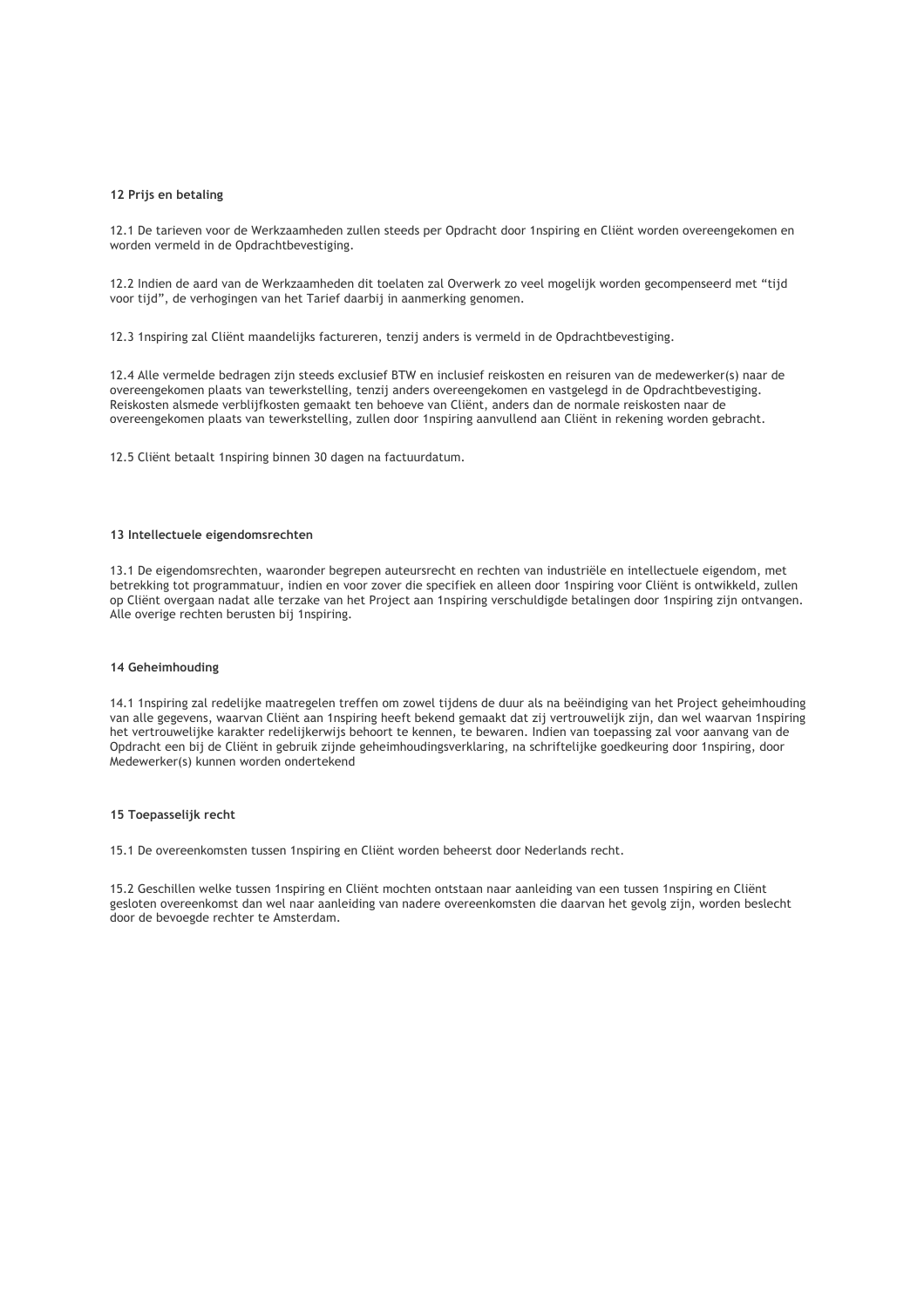**12 Prijs en betaling**

12.1 De tarieven voor de Werkzaamheden zullen steeds per Opdracht door 1nspiring en Cliënt worden overeengekomen en worden vermeld in de Opdrachtbevestiging.

12.2 Indien de aard van de Werkzaamheden dit toelaten zal Overwerk zo veel mogelijk worden gecompenseerd met "tijd voor tijd", de verhogingen van het Tarief daarbij in aanmerking genomen.

12.3 1nspiring zal Cliënt maandelijks factureren, tenzij anders is vermeld in de Opdrachtbevestiging.

12.4 Alle vermelde bedragen zijn steeds exclusief BTW en inclusief reiskosten en reisuren van de medewerker(s) naar de overeengekomen plaats van tewerkstelling, tenzij anders overeengekomen en vastgelegd in de Opdrachtbevestiging. Reiskosten alsmede verblijfkosten gemaakt ten behoeve van Cliënt, anders dan de normale reiskosten naar de overeengekomen plaats van tewerkstelling, zullen door 1nspiring aanvullend aan Cliënt in rekening worden gebracht.

12.5 Cliënt betaalt 1nspiring binnen 30 dagen na factuurdatum.

**13 Intellectuele eigendomsrechten**

13.1 De eigendomsrechten, waaronder begrepen auteursrecht en rechten van industriële en intellectuele eigendom, met betrekking tot programmatuur, indien en voor zover die specifiek en alleen door 1nspiring voor Cliënt is ontwikkeld, zullen op Cliënt overgaan nadat alle terzake van het Project aan 1nspiring verschuldigde betalingen door 1nspiring zijn ontvangen. Alle overige rechten berusten bij 1nspiring.

**14 Geheimhouding**

14.1 1nspiring zal redelijke maatregelen treffen om zowel tijdens de duur als na beëindiging van het Project geheimhouding van alle gegevens, waarvan Cliënt aan 1nspiring heeft bekend gemaakt dat zij vertrouwelijk zijn, dan wel waarvan 1nspiring het vertrouwelijke karakter redelijkerwijs behoort te kennen, te bewaren. Indien van toepassing zal voor aanvang van de Opdracht een bij de Cliënt in gebruik zijnde geheimhoudingsverklaring, na schriftelijke goedkeuring door 1nspiring, door Medewerker(s) kunnen worden ondertekend

**15 Toepasselijk recht**

15.1 De overeenkomsten tussen 1nspiring en Cliënt worden beheerst door Nederlands recht.

15.2 Geschillen welke tussen 1nspiring en Cliënt mochten ontstaan naar aanleiding van een tussen 1nspiring en Cliënt gesloten overeenkomst dan wel naar aanleiding van nadere overeenkomsten die daarvan het gevolg zijn, worden beslecht door de bevoegde rechter te Amsterdam.